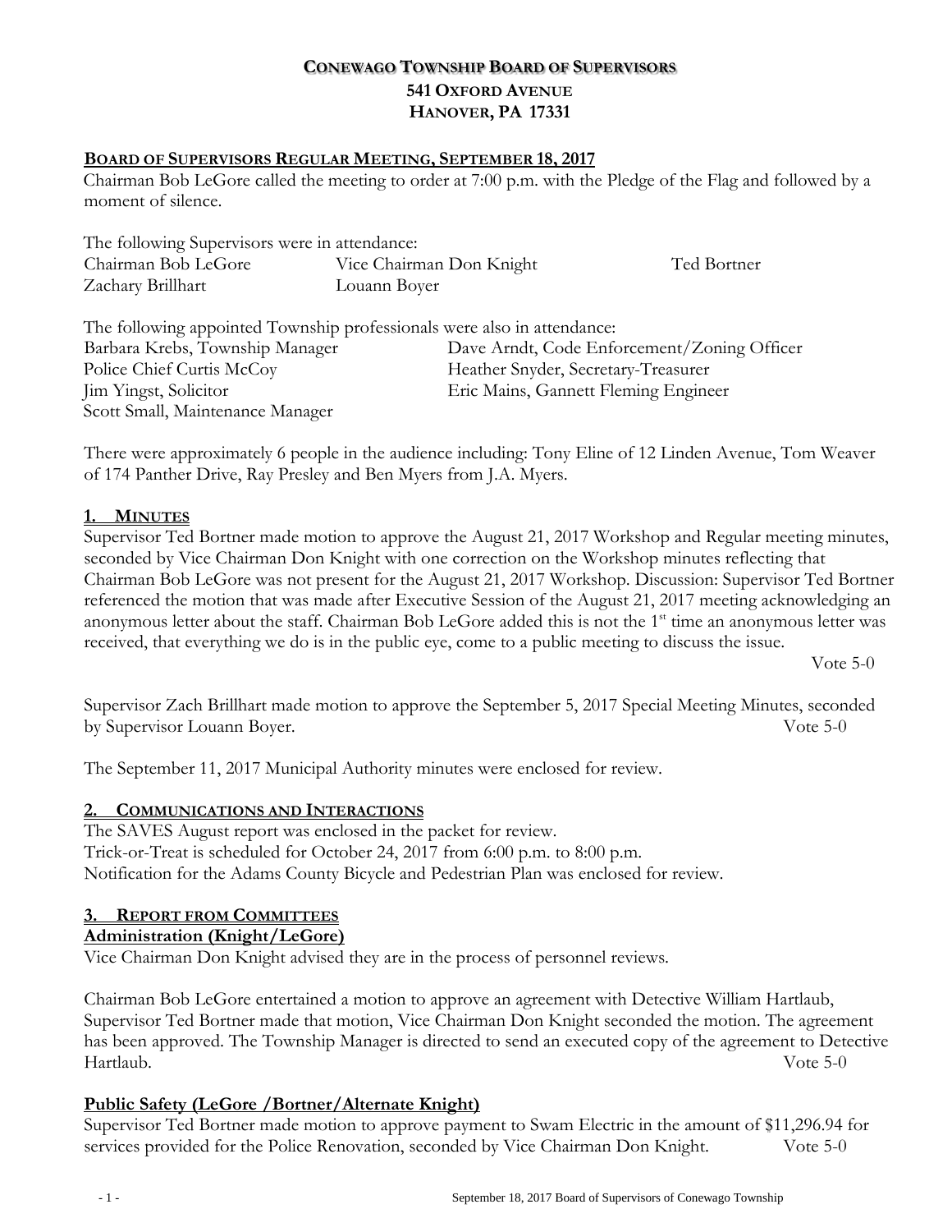# CONEWAGO TOWNSHIP BOARD OF SUPERVISORS
## 541 OXFORD AVENUE
## HANOVER, PA 17331

**BOARD OF SUPERVISORS REGULAR MEETING, SEPTEMBER 18, 2017**

Chairman Bob LeGore called the meeting to order at 7:00 p.m. with the Pledge of the Flag and followed by a moment of silence.

The following Supervisors were in attendance:

Chairman Bob LeGore
Vice Chairman Don Knight
Ted Bortner
Zachary Brillhart
Louann Boyer

The following appointed Township professionals were also in attendance:

Barbara Krebs, Township Manager
Dave Arndt, Code Enforcement/Zoning Officer
Police Chief Curtis McCoy
Heather Snyder, Secretary-Treasurer
Jim Yingst, Solicitor
Eric Mains, Gannett Fleming Engineer
Scott Small, Maintenance Manager

There were approximately 6 people in the audience including: Tony Eline of 12 Linden Avenue, Tom Weaver of 174 Panther Drive, Ray Presley and Ben Myers from J.A. Myers.

## 1. MINUTES

Supervisor Ted Bortner made motion to approve the August 21, 2017 Workshop and Regular meeting minutes, seconded by Vice Chairman Don Knight with one correction on the Workshop minutes reflecting that Chairman Bob LeGore was not present for the August 21, 2017 Workshop. Discussion: Supervisor Ted Bortner referenced the motion that was made after Executive Session of the August 21, 2017 meeting acknowledging an anonymous letter about the staff. Chairman Bob LeGore added this is not the 1st time an anonymous letter was received, that everything we do is in the public eye, come to a public meeting to discuss the issue.

Vote 5-0

Supervisor Zach Brillhart made motion to approve the September 5, 2017 Special Meeting Minutes, seconded by Supervisor Louann Boyer. Vote 5-0

The September 11, 2017 Municipal Authority minutes were enclosed for review.

## 2. COMMUNICATIONS AND INTERACTIONS

The SAVES August report was enclosed in the packet for review.
Trick-or-Treat is scheduled for October 24, 2017 from 6:00 p.m. to 8:00 p.m.
Notification for the Adams County Bicycle and Pedestrian Plan was enclosed for review.

## 3. REPORT FROM COMMITTEES

### Administration (Knight/LeGore)

Vice Chairman Don Knight advised they are in the process of personnel reviews.

Chairman Bob LeGore entertained a motion to approve an agreement with Detective William Hartlaub, Supervisor Ted Bortner made that motion, Vice Chairman Don Knight seconded the motion. The agreement has been approved. The Township Manager is directed to send an executed copy of the agreement to Detective Hartlaub. Vote 5-0

### Public Safety (LeGore /Bortner/Alternate Knight)

Supervisor Ted Bortner made motion to approve payment to Swam Electric in the amount of $11,296.94 for services provided for the Police Renovation, seconded by Vice Chairman Don Knight. Vote 5-0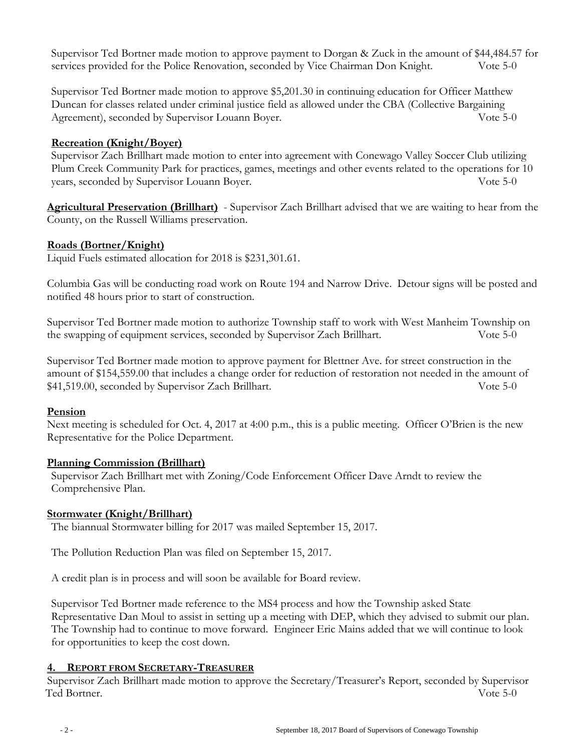Supervisor Ted Bortner made motion to approve payment to Dorgan & Zuck in the amount of $44,484.57 for services provided for the Police Renovation, seconded by Vice Chairman Don Knight. Vote 5-0

Supervisor Ted Bortner made motion to approve $5,201.30 in continuing education for Officer Matthew Duncan for classes related under criminal justice field as allowed under the CBA (Collective Bargaining Agreement), seconded by Supervisor Louann Boyer. Vote 5-0

**Recreation (Knight/Boyer)**

Supervisor Zach Brillhart made motion to enter into agreement with Conewago Valley Soccer Club utilizing Plum Creek Community Park for practices, games, meetings and other events related to the operations for 10 years, seconded by Supervisor Louann Boyer. Vote 5-0

**Agricultural Preservation (Brillhart)** - Supervisor Zach Brillhart advised that we are waiting to hear from the County, on the Russell Williams preservation.

**Roads (Bortner/Knight)**

Liquid Fuels estimated allocation for 2018 is $231,301.61.

Columbia Gas will be conducting road work on Route 194 and Narrow Drive. Detour signs will be posted and notified 48 hours prior to start of construction.

Supervisor Ted Bortner made motion to authorize Township staff to work with West Manheim Township on the swapping of equipment services, seconded by Supervisor Zach Brillhart. Vote 5-0

Supervisor Ted Bortner made motion to approve payment for Blettner Ave. for street construction in the amount of $154,559.00 that includes a change order for reduction of restoration not needed in the amount of $41,519.00, seconded by Supervisor Zach Brillhart. Vote 5-0

**Pension**

Next meeting is scheduled for Oct. 4, 2017 at 4:00 p.m., this is a public meeting. Officer O'Brien is the new Representative for the Police Department.

**Planning Commission (Brillhart)**

Supervisor Zach Brillhart met with Zoning/Code Enforcement Officer Dave Arndt to review the Comprehensive Plan.

**Stormwater (Knight/Brillhart)**

The biannual Stormwater billing for 2017 was mailed September 15, 2017.

The Pollution Reduction Plan was filed on September 15, 2017.

A credit plan is in process and will soon be available for Board review.

Supervisor Ted Bortner made reference to the MS4 process and how the Township asked State Representative Dan Moul to assist in setting up a meeting with DEP, which they advised to submit our plan. The Township had to continue to move forward. Engineer Eric Mains added that we will continue to look for opportunities to keep the cost down.

## 4. REPORT FROM SECRETARY-TREASURER

Supervisor Zach Brillhart made motion to approve the Secretary/Treasurer's Report, seconded by Supervisor Ted Bortner. Vote 5-0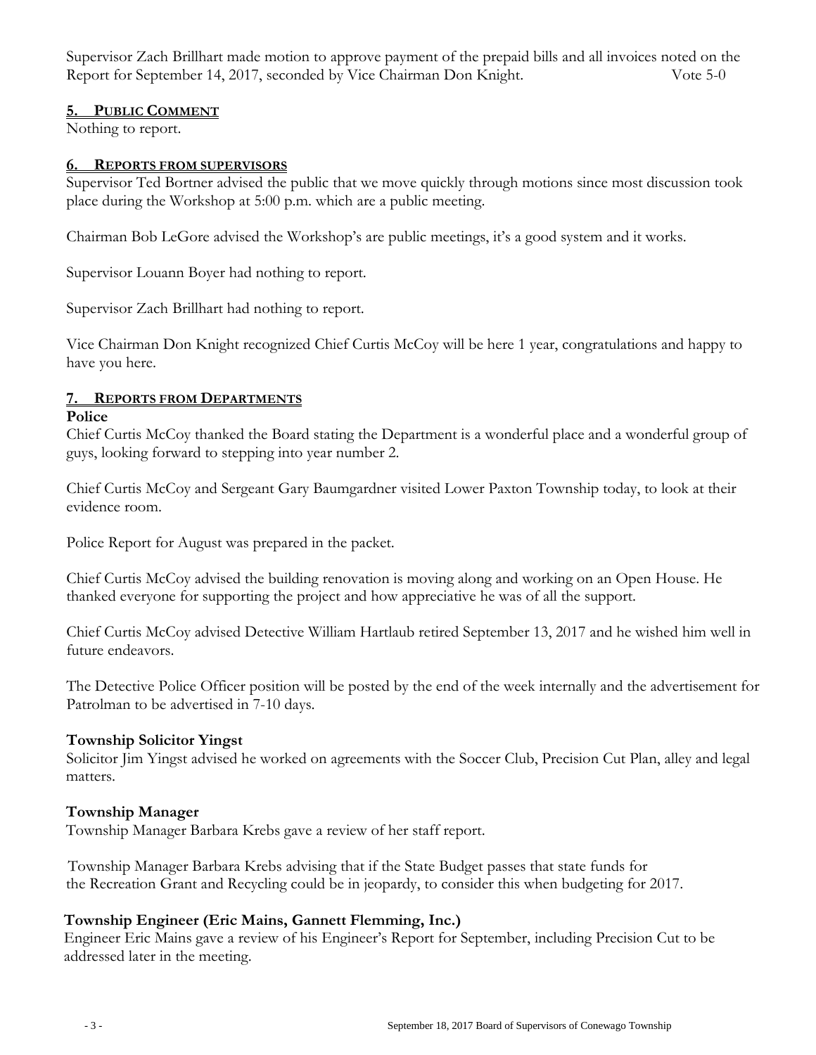Supervisor Zach Brillhart made motion to approve payment of the prepaid bills and all invoices noted on the Report for September 14, 2017, seconded by Vice Chairman Don Knight. Vote 5-0

## 5. PUBLIC COMMENT

Nothing to report.

## 6. REPORTS FROM SUPERVISORS

Supervisor Ted Bortner advised the public that we move quickly through motions since most discussion took place during the Workshop at 5:00 p.m. which are a public meeting.

Chairman Bob LeGore advised the Workshop's are public meetings, it's a good system and it works.

Supervisor Louann Boyer had nothing to report.

Supervisor Zach Brillhart had nothing to report.

Vice Chairman Don Knight recognized Chief Curtis McCoy will be here 1 year, congratulations and happy to have you here.

## 7. REPORTS FROM DEPARTMENTS

**Police**

Chief Curtis McCoy thanked the Board stating the Department is a wonderful place and a wonderful group of guys, looking forward to stepping into year number 2.

Chief Curtis McCoy and Sergeant Gary Baumgardner visited Lower Paxton Township today, to look at their evidence room.

Police Report for August was prepared in the packet.

Chief Curtis McCoy advised the building renovation is moving along and working on an Open House. He thanked everyone for supporting the project and how appreciative he was of all the support.

Chief Curtis McCoy advised Detective William Hartlaub retired September 13, 2017 and he wished him well in future endeavors.

The Detective Police Officer position will be posted by the end of the week internally and the advertisement for Patrolman to be advertised in 7-10 days.

**Township Solicitor Yingst**

Solicitor Jim Yingst advised he worked on agreements with the Soccer Club, Precision Cut Plan, alley and legal matters.

**Township Manager**

Township Manager Barbara Krebs gave a review of her staff report.

Township Manager Barbara Krebs advising that if the State Budget passes that state funds for the Recreation Grant and Recycling could be in jeopardy, to consider this when budgeting for 2017.

**Township Engineer (Eric Mains, Gannett Flemming, Inc.)**

Engineer Eric Mains gave a review of his Engineer's Report for September, including Precision Cut to be addressed later in the meeting.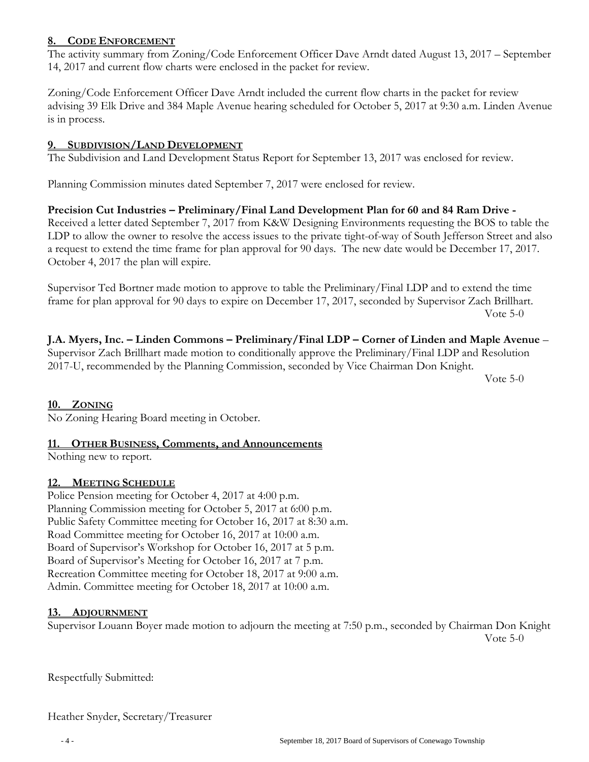## 8. CODE ENFORCEMENT

The activity summary from Zoning/Code Enforcement Officer Dave Arndt dated August 13, 2017 – September 14, 2017 and current flow charts were enclosed in the packet for review.

Zoning/Code Enforcement Officer Dave Arndt included the current flow charts in the packet for review advising 39 Elk Drive and 384 Maple Avenue hearing scheduled for October 5, 2017 at 9:30 a.m. Linden Avenue is in process.

## 9. SUBDIVISION/LAND DEVELOPMENT

The Subdivision and Land Development Status Report for September 13, 2017 was enclosed for review.

Planning Commission minutes dated September 7, 2017 were enclosed for review.

**Precision Cut Industries – Preliminary/Final Land Development Plan for 60 and 84 Ram Drive -** Received a letter dated September 7, 2017 from K&W Designing Environments requesting the BOS to table the LDP to allow the owner to resolve the access issues to the private tight-of-way of South Jefferson Street and also a request to extend the time frame for plan approval for 90 days. The new date would be December 17, 2017. October 4, 2017 the plan will expire.

Supervisor Ted Bortner made motion to approve to table the Preliminary/Final LDP and to extend the time frame for plan approval for 90 days to expire on December 17, 2017, seconded by Supervisor Zach Brillhart.

Vote 5-0

**J.A. Myers, Inc. – Linden Commons – Preliminary/Final LDP – Corner of Linden and Maple Avenue** – Supervisor Zach Brillhart made motion to conditionally approve the Preliminary/Final LDP and Resolution 2017-U, recommended by the Planning Commission, seconded by Vice Chairman Don Knight.

Vote 5-0

## 10. ZONING

No Zoning Hearing Board meeting in October.

## 11. OTHER BUSINESS, Comments, and Announcements

Nothing new to report.

## 12. MEETING SCHEDULE

Police Pension meeting for October 4, 2017 at 4:00 p.m.
Planning Commission meeting for October 5, 2017 at 6:00 p.m.
Public Safety Committee meeting for October 16, 2017 at 8:30 a.m.
Road Committee meeting for October 16, 2017 at 10:00 a.m.
Board of Supervisor's Workshop for October 16, 2017 at 5 p.m.
Board of Supervisor's Meeting for October 16, 2017 at 7 p.m.
Recreation Committee meeting for October 18, 2017 at 9:00 a.m.
Admin. Committee meeting for October 18, 2017 at 10:00 a.m.

## 13. ADJOURNMENT

Supervisor Louann Boyer made motion to adjourn the meeting at 7:50 p.m., seconded by Chairman Don Knight

Vote 5-0

Respectfully Submitted:

Heather Snyder, Secretary/Treasurer